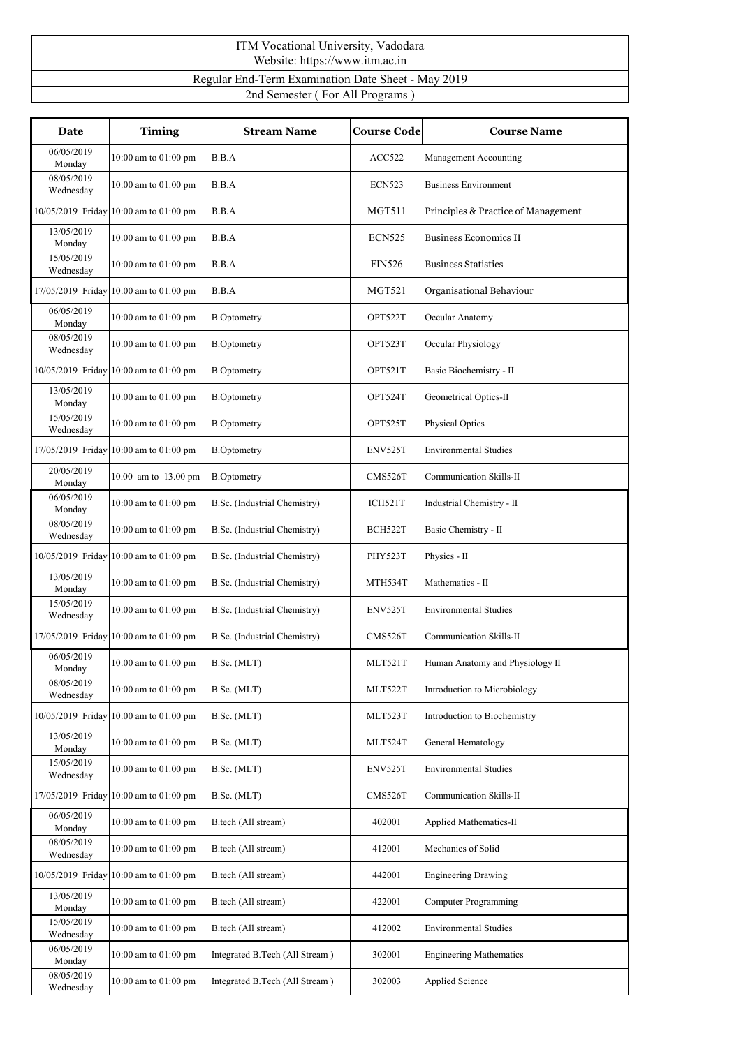# ITM Vocational University, Vadodara

Website: https://www.itm.ac.in

## Regular End-Term Examination Date Sheet - May 2019

### 2nd Semester ( For All Programs )

| Date | Timing | Stream Name | Course Code | Course Name |
|---|---|---|---|---|
| 06/05/2019 Monday | 10:00 am to 01:00 pm | B.B.A | ACC522 | Management Accounting |
| 08/05/2019 Wednesday | 10:00 am to 01:00 pm | B.B.A | ECN523 | Business Environment |
| 10/05/2019 Friday | 10:00 am to 01:00 pm | B.B.A | MGT511 | Principles & Practice of Management |
| 13/05/2019 Monday | 10:00 am to 01:00 pm | B.B.A | ECN525 | Business Economics II |
| 15/05/2019 Wednesday | 10:00 am to 01:00 pm | B.B.A | FIN526 | Business Statistics |
| 17/05/2019 Friday | 10:00 am to 01:00 pm | B.B.A | MGT521 | Organisational Behaviour |
| 06/05/2019 Monday | 10:00 am to 01:00 pm | B.Optometry | OPT522T | Occular Anatomy |
| 08/05/2019 Wednesday | 10:00 am to 01:00 pm | B.Optometry | OPT523T | Occular Physiology |
| 10/05/2019 Friday | 10:00 am to 01:00 pm | B.Optometry | OPT521T | Basic Biochemistry - II |
| 13/05/2019 Monday | 10:00 am to 01:00 pm | B.Optometry | OPT524T | Geometrical Optics-II |
| 15/05/2019 Wednesday | 10:00 am to 01:00 pm | B.Optometry | OPT525T | Physical Optics |
| 17/05/2019 Friday | 10:00 am to 01:00 pm | B.Optometry | ENV525T | Environmental Studies |
| 20/05/2019 Monday | 10.00 am to 13.00 pm | B.Optometry | CMS526T | Communication Skills-II |
| 06/05/2019 Monday | 10:00 am to 01:00 pm | B.Sc. (Industrial Chemistry) | ICH521T | Industrial Chemistry - II |
| 08/05/2019 Wednesday | 10:00 am to 01:00 pm | B.Sc. (Industrial Chemistry) | BCH522T | Basic Chemistry - II |
| 10/05/2019 Friday | 10:00 am to 01:00 pm | B.Sc. (Industrial Chemistry) | PHY523T | Physics - II |
| 13/05/2019 Monday | 10:00 am to 01:00 pm | B.Sc. (Industrial Chemistry) | MTH534T | Mathematics - II |
| 15/05/2019 Wednesday | 10:00 am to 01:00 pm | B.Sc. (Industrial Chemistry) | ENV525T | Environmental Studies |
| 17/05/2019 Friday | 10:00 am to 01:00 pm | B.Sc. (Industrial Chemistry) | CMS526T | Communication Skills-II |
| 06/05/2019 Monday | 10:00 am to 01:00 pm | B.Sc. (MLT) | MLT521T | Human Anatomy and Physiology II |
| 08/05/2019 Wednesday | 10:00 am to 01:00 pm | B.Sc. (MLT) | MLT522T | Introduction to Microbiology |
| 10/05/2019 Friday | 10:00 am to 01:00 pm | B.Sc. (MLT) | MLT523T | Introduction to Biochemistry |
| 13/05/2019 Monday | 10:00 am to 01:00 pm | B.Sc. (MLT) | MLT524T | General Hematology |
| 15/05/2019 Wednesday | 10:00 am to 01:00 pm | B.Sc. (MLT) | ENV525T | Environmental Studies |
| 17/05/2019 Friday | 10:00 am to 01:00 pm | B.Sc. (MLT) | CMS526T | Communication Skills-II |
| 06/05/2019 Monday | 10:00 am to 01:00 pm | B.tech (All stream) | 402001 | Applied Mathematics-II |
| 08/05/2019 Wednesday | 10:00 am to 01:00 pm | B.tech (All stream) | 412001 | Mechanics of Solid |
| 10/05/2019 Friday | 10:00 am to 01:00 pm | B.tech (All stream) | 442001 | Engineering Drawing |
| 13/05/2019 Monday | 10:00 am to 01:00 pm | B.tech (All stream) | 422001 | Computer Programming |
| 15/05/2019 Wednesday | 10:00 am to 01:00 pm | B.tech (All stream) | 412002 | Environmental Studies |
| 06/05/2019 Monday | 10:00 am to 01:00 pm | Integrated B.Tech (All Stream ) | 302001 | Engineering Mathematics |
| 08/05/2019 Wednesday | 10:00 am to 01:00 pm | Integrated B.Tech (All Stream ) | 302003 | Applied Science |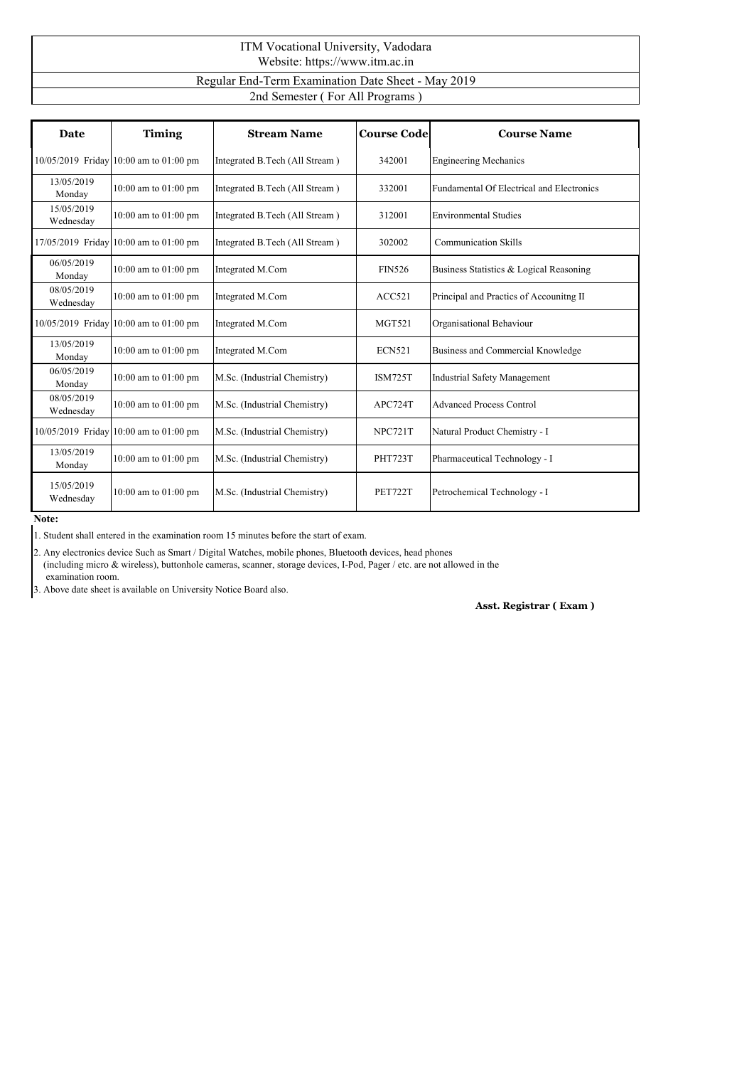# ITM Vocational University, Vadodara

Website: https://www.itm.ac.in

## Regular End-Term Examination Date Sheet - May 2019

### 2nd Semester ( For All Programs )

| Date | Timing | Stream Name | Course Code | Course Name |
|---|---|---|---|---|
| 10/05/2019 Friday | 10:00 am to 01:00 pm | Integrated B.Tech (All Stream ) | 342001 | Engineering Mechanics |
| 13/05/2019 Monday | 10:00 am to 01:00 pm | Integrated B.Tech (All Stream ) | 332001 | Fundamental Of Electrical and Electronics |
| 15/05/2019 Wednesday | 10:00 am to 01:00 pm | Integrated B.Tech (All Stream ) | 312001 | Environmental Studies |
| 17/05/2019 Friday | 10:00 am to 01:00 pm | Integrated B.Tech (All Stream ) | 302002 | Communication Skills |
| 06/05/2019 Monday | 10:00 am to 01:00 pm | Integrated M.Com | FIN526 | Business Statistics & Logical Reasoning |
| 08/05/2019 Wednesday | 10:00 am to 01:00 pm | Integrated M.Com | ACC521 | Principal and Practics of Accounitng II |
| 10/05/2019 Friday | 10:00 am to 01:00 pm | Integrated M.Com | MGT521 | Organisational Behaviour |
| 13/05/2019 Monday | 10:00 am to 01:00 pm | Integrated M.Com | ECN521 | Business and Commercial Knowledge |
| 06/05/2019 Monday | 10:00 am to 01:00 pm | M.Sc. (Industrial Chemistry) | ISM725T | Industrial Safety Management |
| 08/05/2019 Wednesday | 10:00 am to 01:00 pm | M.Sc. (Industrial Chemistry) | APC724T | Advanced Process Control |
| 10/05/2019 Friday | 10:00 am to 01:00 pm | M.Sc. (Industrial Chemistry) | NPC721T | Natural Product Chemistry - I |
| 13/05/2019 Monday | 10:00 am to 01:00 pm | M.Sc. (Industrial Chemistry) | PHT723T | Pharmaceutical Technology - I |
| 15/05/2019 Wednesday | 10:00 am to 01:00 pm | M.Sc. (Industrial Chemistry) | PET722T | Petrochemical Technology - I |

**Note:**

1. Student shall entered in the examination room 15 minutes before the start of exam.
2. Any electronics device Such as Smart / Digital Watches, mobile phones, Bluetooth devices, head phones (including micro & wireless), buttonhole cameras, scanner, storage devices, I-Pod, Pager / etc. are not allowed in the examination room.
3. Above date sheet is available on University Notice Board also.

**Asst. Registrar ( Exam )**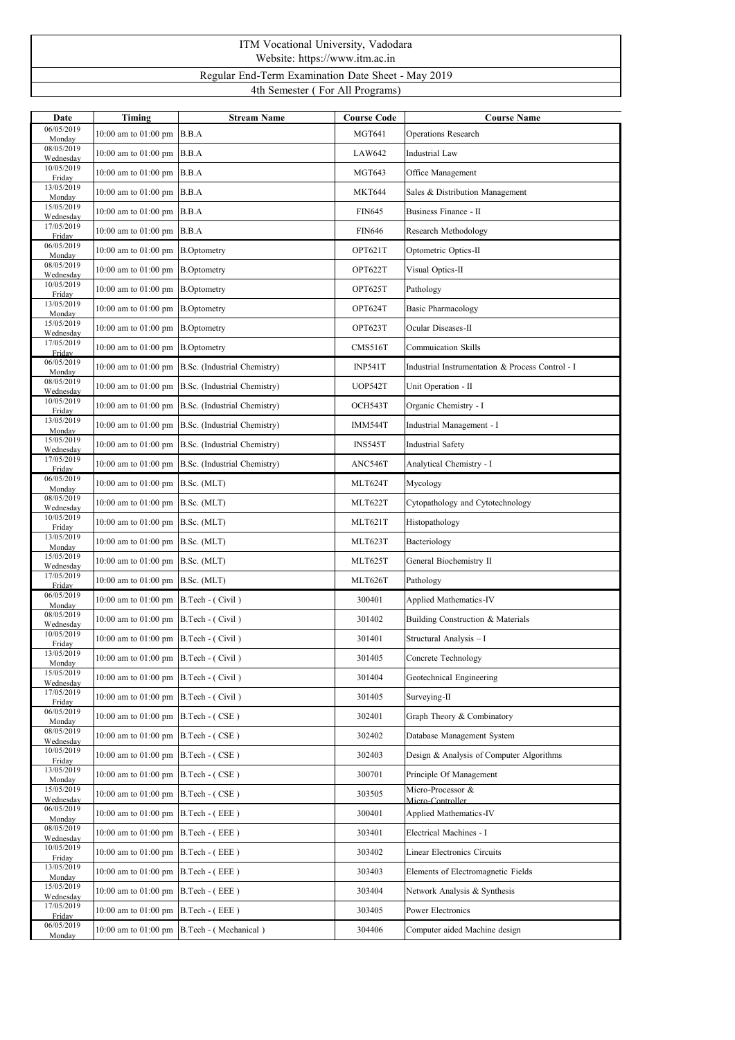# ITM Vocational University, Vadodara

Website: https://www.itm.ac.in

## Regular End-Term Examination Date Sheet - May 2019

### 4th Semester ( For All Programs)

| Date | Timing | Stream Name | Course Code | Course Name |
|---|---|---|---|---|
| 06/05/2019 Monday | 10:00 am to 01:00 pm | B.B.A | MGT641 | Operations Research |
| 08/05/2019 Wednesday | 10:00 am to 01:00 pm | B.B.A | LAW642 | Industrial Law |
| 10/05/2019 Friday | 10:00 am to 01:00 pm | B.B.A | MGT643 | Office Management |
| 13/05/2019 Monday | 10:00 am to 01:00 pm | B.B.A | MKT644 | Sales & Distribution Management |
| 15/05/2019 Wednesday | 10:00 am to 01:00 pm | B.B.A | FIN645 | Business Finance - II |
| 17/05/2019 Friday | 10:00 am to 01:00 pm | B.B.A | FIN646 | Research Methodology |
| 06/05/2019 Monday | 10:00 am to 01:00 pm | B.Optometry | OPT621T | Optometric Optics-II |
| 08/05/2019 Wednesday | 10:00 am to 01:00 pm | B.Optometry | OPT622T | Visual Optics-II |
| 10/05/2019 Friday | 10:00 am to 01:00 pm | B.Optometry | OPT625T | Pathology |
| 13/05/2019 Monday | 10:00 am to 01:00 pm | B.Optometry | OPT624T | Basic Pharmacology |
| 15/05/2019 Wednesday | 10:00 am to 01:00 pm | B.Optometry | OPT623T | Ocular Diseases-II |
| 17/05/2019 Friday | 10:00 am to 01:00 pm | B.Optometry | CMS516T | Commuication Skills |
| 06/05/2019 Monday | 10:00 am to 01:00 pm | B.Sc. (Industrial Chemistry) | INP541T | Industrial Instrumentation & Process Control - I |
| 08/05/2019 Wednesday | 10:00 am to 01:00 pm | B.Sc. (Industrial Chemistry) | UOP542T | Unit Operation - II |
| 10/05/2019 Friday | 10:00 am to 01:00 pm | B.Sc. (Industrial Chemistry) | OCH543T | Organic Chemistry - I |
| 13/05/2019 Monday | 10:00 am to 01:00 pm | B.Sc. (Industrial Chemistry) | IMM544T | Industrial Management - I |
| 15/05/2019 Wednesday | 10:00 am to 01:00 pm | B.Sc. (Industrial Chemistry) | INS545T | Industrial Safety |
| 17/05/2019 Friday | 10:00 am to 01:00 pm | B.Sc. (Industrial Chemistry) | ANC546T | Analytical Chemistry - I |
| 06/05/2019 Monday | 10:00 am to 01:00 pm | B.Sc. (MLT) | MLT624T | Mycology |
| 08/05/2019 Wednesday | 10:00 am to 01:00 pm | B.Sc. (MLT) | MLT622T | Cytopathology and Cytotechnology |
| 10/05/2019 Friday | 10:00 am to 01:00 pm | B.Sc. (MLT) | MLT621T | Histopathology |
| 13/05/2019 Monday | 10:00 am to 01:00 pm | B.Sc. (MLT) | MLT623T | Bacteriology |
| 15/05/2019 Wednesday | 10:00 am to 01:00 pm | B.Sc. (MLT) | MLT625T | General Biochemistry II |
| 17/05/2019 Friday | 10:00 am to 01:00 pm | B.Sc. (MLT) | MLT626T | Pathology |
| 06/05/2019 Monday | 10:00 am to 01:00 pm | B.Tech - ( Civil ) | 300401 | Applied Mathematics-IV |
| 08/05/2019 Wednesday | 10:00 am to 01:00 pm | B.Tech - ( Civil ) | 301402 | Building Construction & Materials |
| 10/05/2019 Friday | 10:00 am to 01:00 pm | B.Tech - ( Civil ) | 301401 | Structural Analysis – I |
| 13/05/2019 Monday | 10:00 am to 01:00 pm | B.Tech - ( Civil ) | 301405 | Concrete Technology |
| 15/05/2019 Wednesday | 10:00 am to 01:00 pm | B.Tech - ( Civil ) | 301404 | Geotechnical Engineering |
| 17/05/2019 Friday | 10:00 am to 01:00 pm | B.Tech - ( Civil ) | 301405 | Surveying-II |
| 06/05/2019 Monday | 10:00 am to 01:00 pm | B.Tech - ( CSE ) | 302401 | Graph Theory & Combinatory |
| 08/05/2019 Wednesday | 10:00 am to 01:00 pm | B.Tech - ( CSE ) | 302402 | Database Management System |
| 10/05/2019 Friday | 10:00 am to 01:00 pm | B.Tech - ( CSE ) | 302403 | Design & Analysis of Computer Algorithms |
| 13/05/2019 Monday | 10:00 am to 01:00 pm | B.Tech - ( CSE ) | 300701 | Principle Of Management |
| 15/05/2019 Wednesday | 10:00 am to 01:00 pm | B.Tech - ( CSE ) | 303505 | Micro-Processor & Micro-Controller |
| 06/05/2019 Monday | 10:00 am to 01:00 pm | B.Tech - ( EEE ) | 300401 | Applied Mathematics-IV |
| 08/05/2019 Wednesday | 10:00 am to 01:00 pm | B.Tech - ( EEE ) | 303401 | Electrical Machines - I |
| 10/05/2019 Friday | 10:00 am to 01:00 pm | B.Tech - ( EEE ) | 303402 | Linear Electronics Circuits |
| 13/05/2019 Monday | 10:00 am to 01:00 pm | B.Tech - ( EEE ) | 303403 | Elements of Electromagnetic Fields |
| 15/05/2019 Wednesday | 10:00 am to 01:00 pm | B.Tech - ( EEE ) | 303404 | Network Analysis & Synthesis |
| 17/05/2019 Friday | 10:00 am to 01:00 pm | B.Tech - ( EEE ) | 303405 | Power Electronics |
| 06/05/2019 Monday | 10:00 am to 01:00 pm | B.Tech - ( Mechanical ) | 304406 | Computer aided Machine design |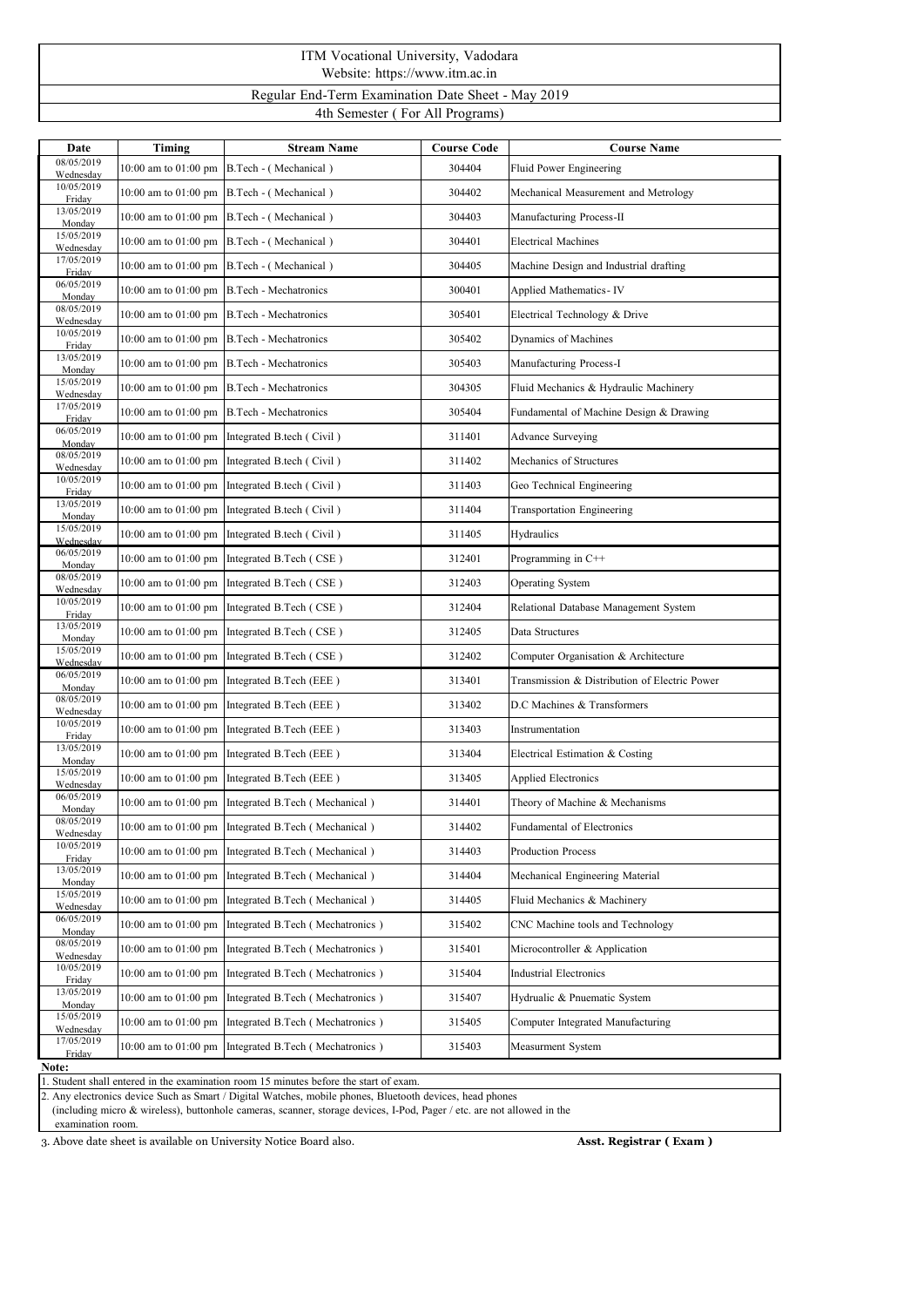# ITM Vocational University, Vadodara

Website: https://www.itm.ac.in

## Regular End-Term Examination Date Sheet - May 2019

### 4th Semester ( For All Programs)

| Date | Timing | Stream Name | Course Code | Course Name |
|---|---|---|---|---|
| 08/05/2019 Wednesday | 10:00 am to 01:00 pm | B.Tech - ( Mechanical ) | 304404 | Fluid Power Engineering |
| 10/05/2019 Friday | 10:00 am to 01:00 pm | B.Tech - ( Mechanical ) | 304402 | Mechanical Measurement and Metrology |
| 13/05/2019 Monday | 10:00 am to 01:00 pm | B.Tech - ( Mechanical ) | 304403 | Manufacturing Process-II |
| 15/05/2019 Wednesday | 10:00 am to 01:00 pm | B.Tech - ( Mechanical ) | 304401 | Electrical Machines |
| 17/05/2019 Friday | 10:00 am to 01:00 pm | B.Tech - ( Mechanical ) | 304405 | Machine Design and Industrial drafting |
| 06/05/2019 Monday | 10:00 am to 01:00 pm | B.Tech - Mechatronics | 300401 | Applied Mathematics- IV |
| 08/05/2019 Wednesday | 10:00 am to 01:00 pm | B.Tech - Mechatronics | 305401 | Electrical Technology & Drive |
| 10/05/2019 Friday | 10:00 am to 01:00 pm | B.Tech - Mechatronics | 305402 | Dynamics of Machines |
| 13/05/2019 Monday | 10:00 am to 01:00 pm | B.Tech - Mechatronics | 305403 | Manufacturing Process-I |
| 15/05/2019 Wednesday | 10:00 am to 01:00 pm | B.Tech - Mechatronics | 304305 | Fluid Mechanics & Hydraulic Machinery |
| 17/05/2019 Friday | 10:00 am to 01:00 pm | B.Tech - Mechatronics | 305404 | Fundamental of Machine Design & Drawing |
| 06/05/2019 Monday | 10:00 am to 01:00 pm | Integrated B.tech ( Civil ) | 311401 | Advance Surveying |
| 08/05/2019 Wednesday | 10:00 am to 01:00 pm | Integrated B.tech ( Civil ) | 311402 | Mechanics of Structures |
| 10/05/2019 Friday | 10:00 am to 01:00 pm | Integrated B.tech ( Civil ) | 311403 | Geo Technical Engineering |
| 13/05/2019 Monday | 10:00 am to 01:00 pm | Integrated B.tech ( Civil ) | 311404 | Transportation Engineering |
| 15/05/2019 Wednesday | 10:00 am to 01:00 pm | Integrated B.tech ( Civil ) | 311405 | Hydraulics |
| 06/05/2019 Monday | 10:00 am to 01:00 pm | Integrated B.Tech ( CSE ) | 312401 | Programming in C++ |
| 08/05/2019 Wednesday | 10:00 am to 01:00 pm | Integrated B.Tech ( CSE ) | 312403 | Operating System |
| 10/05/2019 Friday | 10:00 am to 01:00 pm | Integrated B.Tech ( CSE ) | 312404 | Relational Database Management System |
| 13/05/2019 Monday | 10:00 am to 01:00 pm | Integrated B.Tech ( CSE ) | 312405 | Data Structures |
| 15/05/2019 Wednesday | 10:00 am to 01:00 pm | Integrated B.Tech ( CSE ) | 312402 | Computer Organisation & Architecture |
| 06/05/2019 Monday | 10:00 am to 01:00 pm | Integrated B.Tech (EEE ) | 313401 | Transmission & Distribution of Electric Power |
| 08/05/2019 Wednesday | 10:00 am to 01:00 pm | Integrated B.Tech (EEE ) | 313402 | D.C Machines & Transformers |
| 10/05/2019 Friday | 10:00 am to 01:00 pm | Integrated B.Tech (EEE ) | 313403 | Instrumentation |
| 13/05/2019 Monday | 10:00 am to 01:00 pm | Integrated B.Tech (EEE ) | 313404 | Electrical Estimation & Costing |
| 15/05/2019 Wednesday | 10:00 am to 01:00 pm | Integrated B.Tech (EEE ) | 313405 | Applied Electronics |
| 06/05/2019 Monday | 10:00 am to 01:00 pm | Integrated B.Tech ( Mechanical ) | 314401 | Theory of Machine & Mechanisms |
| 08/05/2019 Wednesday | 10:00 am to 01:00 pm | Integrated B.Tech ( Mechanical ) | 314402 | Fundamental of Electronics |
| 10/05/2019 Friday | 10:00 am to 01:00 pm | Integrated B.Tech ( Mechanical ) | 314403 | Production Process |
| 13/05/2019 Monday | 10:00 am to 01:00 pm | Integrated B.Tech ( Mechanical ) | 314404 | Mechanical Engineering Material |
| 15/05/2019 Wednesday | 10:00 am to 01:00 pm | Integrated B.Tech ( Mechanical ) | 314405 | Fluid Mechanics & Machinery |
| 06/05/2019 Monday | 10:00 am to 01:00 pm | Integrated B.Tech ( Mechatronics ) | 315402 | CNC Machine tools and Technology |
| 08/05/2019 Wednesday | 10:00 am to 01:00 pm | Integrated B.Tech ( Mechatronics ) | 315401 | Microcontroller & Application |
| 10/05/2019 Friday | 10:00 am to 01:00 pm | Integrated B.Tech ( Mechatronics ) | 315404 | Industrial Electronics |
| 13/05/2019 Monday | 10:00 am to 01:00 pm | Integrated B.Tech ( Mechatronics ) | 315407 | Hydrualic & Pnuematic System |
| 15/05/2019 Wednesday | 10:00 am to 01:00 pm | Integrated B.Tech ( Mechatronics ) | 315405 | Computer Integrated Manufacturing |
| 17/05/2019 Friday | 10:00 am to 01:00 pm | Integrated B.Tech ( Mechatronics ) | 315403 | Measurment System |

**Note:**

1. Student shall entered in the examination room 15 minutes before the start of exam.
2. Any electronics device Such as Smart / Digital Watches, mobile phones, Bluetooth devices, head phones (including micro & wireless), buttonhole cameras, scanner, storage devices, I-Pod, Pager / etc. are not allowed in the examination room.
3. Above date sheet is available on University Notice Board also.

**Asst. Registrar ( Exam )**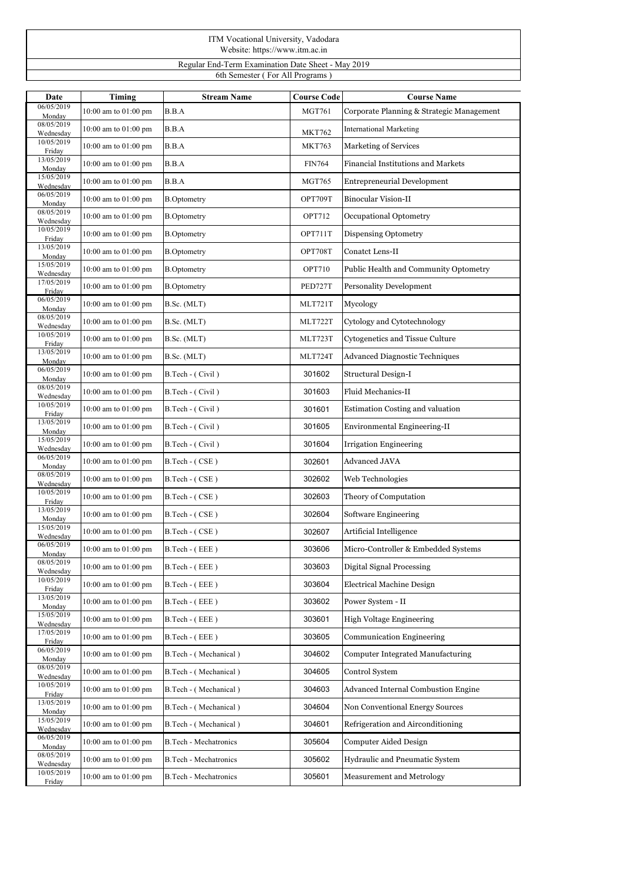ITM Vocational University, Vadodara
Website: https://www.itm.ac.in

Regular End-Term Examination Date Sheet - May 2019

6th Semester ( For All Programs )

| Date | Timing | Stream Name | Course Code | Course Name |
|---|---|---|---|---|
| 06/05/2019 Monday | 10:00 am to 01:00 pm | B.B.A | MGT761 | Corporate Planning & Strategic Management |
| 08/05/2019 Wednesday | 10:00 am to 01:00 pm | B.B.A | MKT762 | International Marketing |
| 10/05/2019 Friday | 10:00 am to 01:00 pm | B.B.A | MKT763 | Marketing of Services |
| 13/05/2019 Monday | 10:00 am to 01:00 pm | B.B.A | FIN764 | Financial Institutions and Markets |
| 15/05/2019 Wednesday | 10:00 am to 01:00 pm | B.B.A | MGT765 | Entrepreneurial Development |
| 06/05/2019 Monday | 10:00 am to 01:00 pm | B.Optometry | OPT709T | Binocular Vision-II |
| 08/05/2019 Wednesday | 10:00 am to 01:00 pm | B.Optometry | OPT712 | Occupational Optometry |
| 10/05/2019 Friday | 10:00 am to 01:00 pm | B.Optometry | OPT711T | Dispensing Optometry |
| 13/05/2019 Monday | 10:00 am to 01:00 pm | B.Optometry | OPT708T | Conatct Lens-II |
| 15/05/2019 Wednesday | 10:00 am to 01:00 pm | B.Optometry | OPT710 | Public Health and Community Optometry |
| 17/05/2019 Friday | 10:00 am to 01:00 pm | B.Optometry | PED727T | Personality Development |
| 06/05/2019 Monday | 10:00 am to 01:00 pm | B.Sc. (MLT) | MLT721T | Mycology |
| 08/05/2019 Wednesday | 10:00 am to 01:00 pm | B.Sc. (MLT) | MLT722T | Cytology and Cytotechnology |
| 10/05/2019 Friday | 10:00 am to 01:00 pm | B.Sc. (MLT) | MLT723T | Cytogenetics and Tissue Culture |
| 13/05/2019 Monday | 10:00 am to 01:00 pm | B.Sc. (MLT) | MLT724T | Advanced Diagnostic Techniques |
| 06/05/2019 Monday | 10:00 am to 01:00 pm | B.Tech - ( Civil ) | 301602 | Structural Design-I |
| 08/05/2019 Wednesday | 10:00 am to 01:00 pm | B.Tech - ( Civil ) | 301603 | Fluid Mechanics-II |
| 10/05/2019 Friday | 10:00 am to 01:00 pm | B.Tech - ( Civil ) | 301601 | Estimation Costing and valuation |
| 13/05/2019 Monday | 10:00 am to 01:00 pm | B.Tech - ( Civil ) | 301605 | Environmental Engineering-II |
| 15/05/2019 Wednesday | 10:00 am to 01:00 pm | B.Tech - ( Civil ) | 301604 | Irrigation Engineering |
| 06/05/2019 Monday | 10:00 am to 01:00 pm | B.Tech - ( CSE ) | 302601 | Advanced JAVA |
| 08/05/2019 Wednesday | 10:00 am to 01:00 pm | B.Tech - ( CSE ) | 302602 | Web Technologies |
| 10/05/2019 Friday | 10:00 am to 01:00 pm | B.Tech - ( CSE ) | 302603 | Theory of Computation |
| 13/05/2019 Monday | 10:00 am to 01:00 pm | B.Tech - ( CSE ) | 302604 | Software Engineering |
| 15/05/2019 Wednesday | 10:00 am to 01:00 pm | B.Tech - ( CSE ) | 302607 | Artificial Intelligence |
| 06/05/2019 Monday | 10:00 am to 01:00 pm | B.Tech - ( EEE ) | 303606 | Micro-Controller & Embedded Systems |
| 08/05/2019 Wednesday | 10:00 am to 01:00 pm | B.Tech - ( EEE ) | 303603 | Digital Signal Processing |
| 10/05/2019 Friday | 10:00 am to 01:00 pm | B.Tech - ( EEE ) | 303604 | Electrical Machine Design |
| 13/05/2019 Monday | 10:00 am to 01:00 pm | B.Tech - ( EEE ) | 303602 | Power System - II |
| 15/05/2019 Wednesday | 10:00 am to 01:00 pm | B.Tech - ( EEE ) | 303601 | High Voltage Engineering |
| 17/05/2019 Friday | 10:00 am to 01:00 pm | B.Tech - ( EEE ) | 303605 | Communication Engineering |
| 06/05/2019 Monday | 10:00 am to 01:00 pm | B.Tech - ( Mechanical ) | 304602 | Computer Integrated Manufacturing |
| 08/05/2019 Wednesday | 10:00 am to 01:00 pm | B.Tech - ( Mechanical ) | 304605 | Control System |
| 10/05/2019 Friday | 10:00 am to 01:00 pm | B.Tech - ( Mechanical ) | 304603 | Advanced Internal Combustion Engine |
| 13/05/2019 Monday | 10:00 am to 01:00 pm | B.Tech - ( Mechanical ) | 304604 | Non Conventional Energy Sources |
| 15/05/2019 Wednesday | 10:00 am to 01:00 pm | B.Tech - ( Mechanical ) | 304601 | Refrigeration and Airconditioning |
| 06/05/2019 Monday | 10:00 am to 01:00 pm | B.Tech - Mechatronics | 305604 | Computer Aided Design |
| 08/05/2019 Wednesday | 10:00 am to 01:00 pm | B.Tech - Mechatronics | 305602 | Hydraulic and Pneumatic System |
| 10/05/2019 Friday | 10:00 am to 01:00 pm | B.Tech - Mechatronics | 305601 | Measurement and Metrology |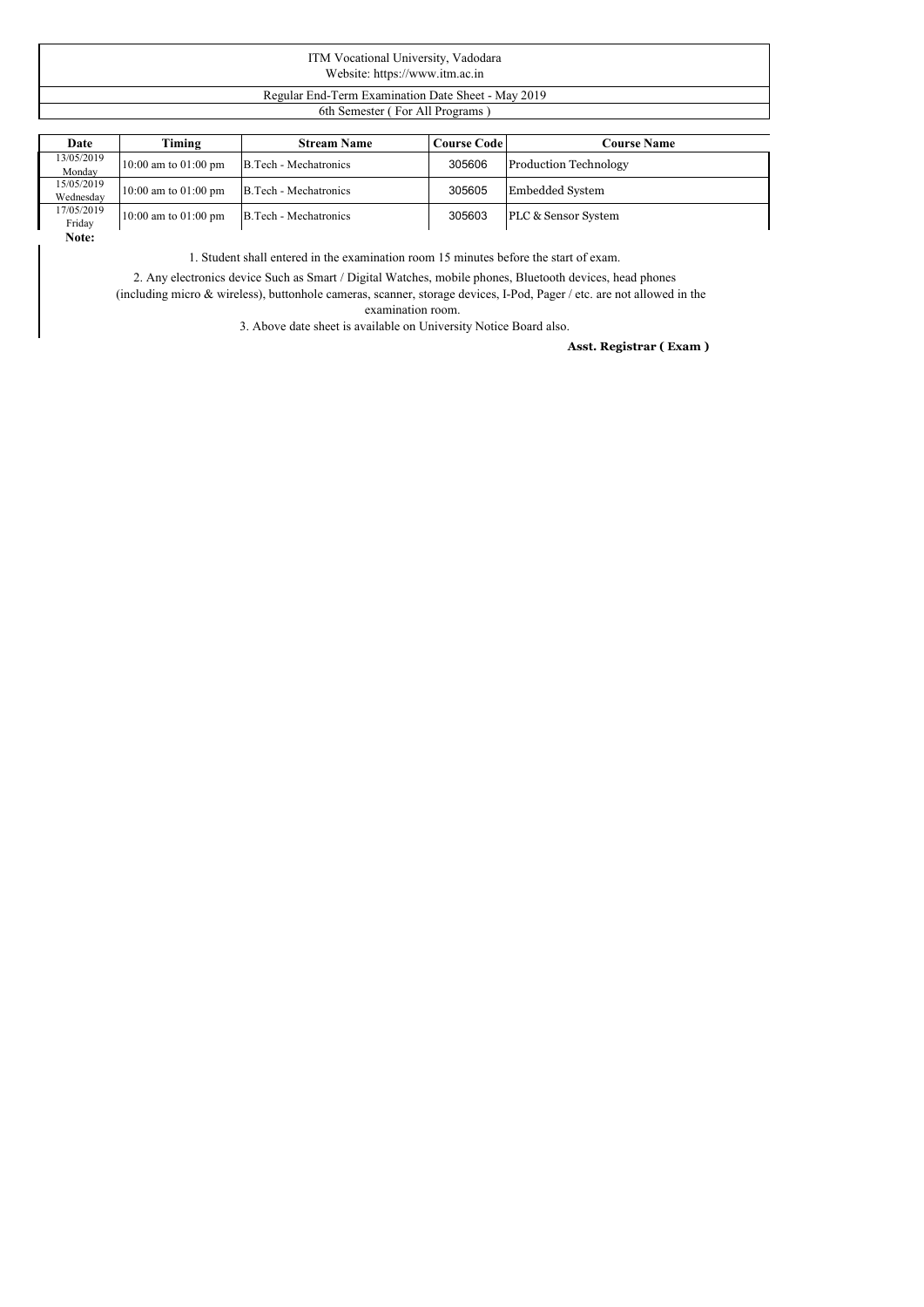ITM Vocational University, Vadodara
Website: https://www.itm.ac.in

Regular End-Term Examination Date Sheet - May 2019

6th Semester ( For All Programs )

| Date | Timing | Stream Name | Course Code | Course Name |
|---|---|---|---|---|
| 13/05/2019 Monday | 10:00 am to 01:00 pm | B.Tech - Mechatronics | 305606 | Production Technology |
| 15/05/2019 Wednesday | 10:00 am to 01:00 pm | B.Tech - Mechatronics | 305605 | Embedded System |
| 17/05/2019 Friday | 10:00 am to 01:00 pm | B.Tech - Mechatronics | 305603 | PLC & Sensor System |

**Note:**

1. Student shall entered in the examination room 15 minutes before the start of exam.

2. Any electronics device Such as Smart / Digital Watches, mobile phones, Bluetooth devices, head phones (including micro & wireless), buttonhole cameras, scanner, storage devices, I-Pod, Pager / etc. are not allowed in the examination room.

3. Above date sheet is available on University Notice Board also.

**Asst. Registrar ( Exam )**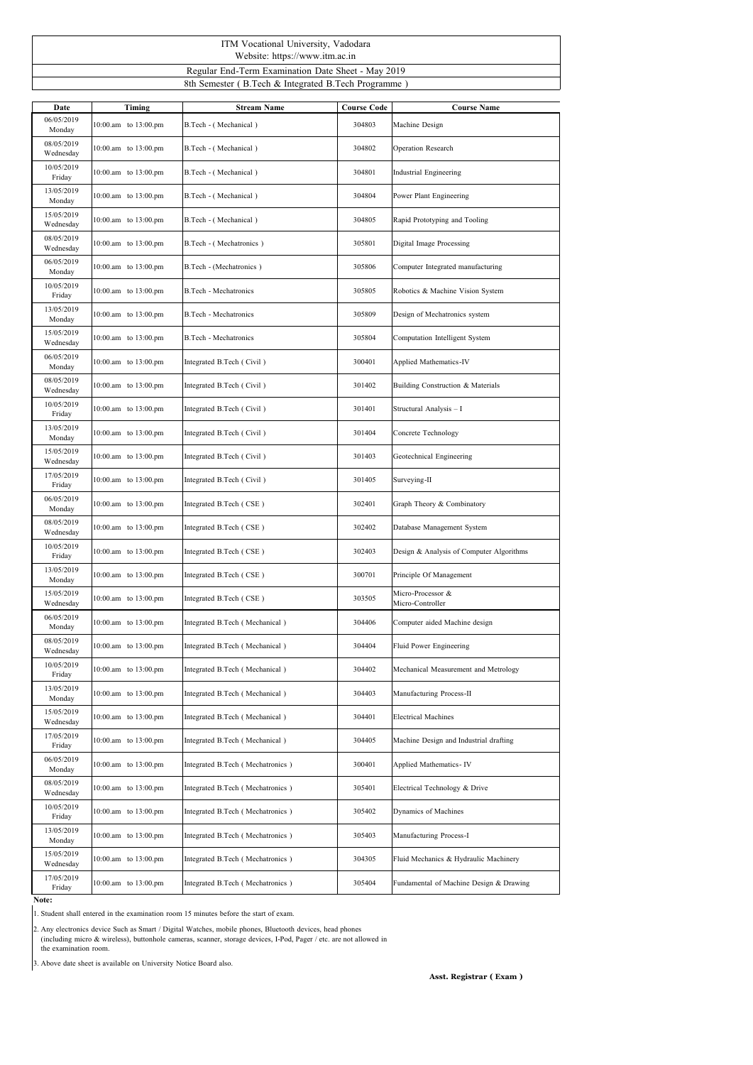ITM Vocational University, Vadodara

Website: https://www.itm.ac.in

Regular End-Term Examination Date Sheet - May 2019

8th Semester ( B.Tech & Integrated B.Tech Programme )

| Date | Timing | Stream Name | Course Code | Course Name |
|---|---|---|---|---|
| 06/05/2019 Monday | 10:00.am to 13:00.pm | B.Tech - ( Mechanical ) | 304803 | Machine Design |
| 08/05/2019 Wednesday | 10:00.am to 13:00.pm | B.Tech - ( Mechanical ) | 304802 | Operation Research |
| 10/05/2019 Friday | 10:00.am to 13:00.pm | B.Tech - ( Mechanical ) | 304801 | Industrial Engineering |
| 13/05/2019 Monday | 10:00.am to 13:00.pm | B.Tech - ( Mechanical ) | 304804 | Power Plant Engineering |
| 15/05/2019 Wednesday | 10:00.am to 13:00.pm | B.Tech - ( Mechanical ) | 304805 | Rapid Prototyping and Tooling |
| 08/05/2019 Wednesday | 10:00.am to 13:00.pm | B.Tech - ( Mechatronics ) | 305801 | Digital Image Processing |
| 06/05/2019 Monday | 10:00.am to 13:00.pm | B.Tech - (Mechatronics ) | 305806 | Computer Integrated manufacturing |
| 10/05/2019 Friday | 10:00.am to 13:00.pm | B.Tech - Mechatronics | 305805 | Robotics & Machine Vision System |
| 13/05/2019 Monday | 10:00.am to 13:00.pm | B.Tech - Mechatronics | 305809 | Design of Mechatronics system |
| 15/05/2019 Wednesday | 10:00.am to 13:00.pm | B.Tech - Mechatronics | 305804 | Computation Intelligent System |
| 06/05/2019 Monday | 10:00.am to 13:00.pm | Integrated B.Tech ( Civil ) | 300401 | Applied Mathematics-IV |
| 08/05/2019 Wednesday | 10:00.am to 13:00.pm | Integrated B.Tech ( Civil ) | 301402 | Building Construction & Materials |
| 10/05/2019 Friday | 10:00.am to 13:00.pm | Integrated B.Tech ( Civil ) | 301401 | Structural Analysis – I |
| 13/05/2019 Monday | 10:00.am to 13:00.pm | Integrated B.Tech ( Civil ) | 301404 | Concrete Technology |
| 15/05/2019 Wednesday | 10:00.am to 13:00.pm | Integrated B.Tech ( Civil ) | 301403 | Geotechnical Engineering |
| 17/05/2019 Friday | 10:00.am to 13:00.pm | Integrated B.Tech ( Civil ) | 301405 | Surveying-II |
| 06/05/2019 Monday | 10:00.am to 13:00.pm | Integrated B.Tech ( CSE ) | 302401 | Graph Theory & Combinatory |
| 08/05/2019 Wednesday | 10:00.am to 13:00.pm | Integrated B.Tech ( CSE ) | 302402 | Database Management System |
| 10/05/2019 Friday | 10:00.am to 13:00.pm | Integrated B.Tech ( CSE ) | 302403 | Design & Analysis of Computer Algorithms |
| 13/05/2019 Monday | 10:00.am to 13:00.pm | Integrated B.Tech ( CSE ) | 300701 | Principle Of Management |
| 15/05/2019 Wednesday | 10:00.am to 13:00.pm | Integrated B.Tech ( CSE ) | 303505 | Micro-Processor & Micro-Controller |
| 06/05/2019 Monday | 10:00.am to 13:00.pm | Integrated B.Tech ( Mechanical ) | 304406 | Computer aided Machine design |
| 08/05/2019 Wednesday | 10:00.am to 13:00.pm | Integrated B.Tech ( Mechanical ) | 304404 | Fluid Power Engineering |
| 10/05/2019 Friday | 10:00.am to 13:00.pm | Integrated B.Tech ( Mechanical ) | 304402 | Mechanical Measurement and Metrology |
| 13/05/2019 Monday | 10:00.am to 13:00.pm | Integrated B.Tech ( Mechanical ) | 304403 | Manufacturing Process-II |
| 15/05/2019 Wednesday | 10:00.am to 13:00.pm | Integrated B.Tech ( Mechanical ) | 304401 | Electrical Machines |
| 17/05/2019 Friday | 10:00.am to 13:00.pm | Integrated B.Tech ( Mechanical ) | 304405 | Machine Design and Industrial drafting |
| 06/05/2019 Monday | 10:00.am to 13:00.pm | Integrated B.Tech ( Mechatronics ) | 300401 | Applied Mathematics- IV |
| 08/05/2019 Wednesday | 10:00.am to 13:00.pm | Integrated B.Tech ( Mechatronics ) | 305401 | Electrical Technology & Drive |
| 10/05/2019 Friday | 10:00.am to 13:00.pm | Integrated B.Tech ( Mechatronics ) | 305402 | Dynamics of Machines |
| 13/05/2019 Monday | 10:00.am to 13:00.pm | Integrated B.Tech ( Mechatronics ) | 305403 | Manufacturing Process-I |
| 15/05/2019 Wednesday | 10:00.am to 13:00.pm | Integrated B.Tech ( Mechatronics ) | 304305 | Fluid Mechanics & Hydraulic Machinery |
| 17/05/2019 Friday | 10:00.am to 13:00.pm | Integrated B.Tech ( Mechatronics ) | 305404 | Fundamental of Machine Design & Drawing |

**Note:**

1. Student shall entered in the examination room 15 minutes before the start of exam.

2. Any electronics device Such as Smart / Digital Watches, mobile phones, Bluetooth devices, head phones (including micro & wireless), buttonhole cameras, scanner, storage devices, I-Pod, Pager / etc. are not allowed in the examination room.

3. Above date sheet is available on University Notice Board also.

**Asst. Registrar ( Exam )**